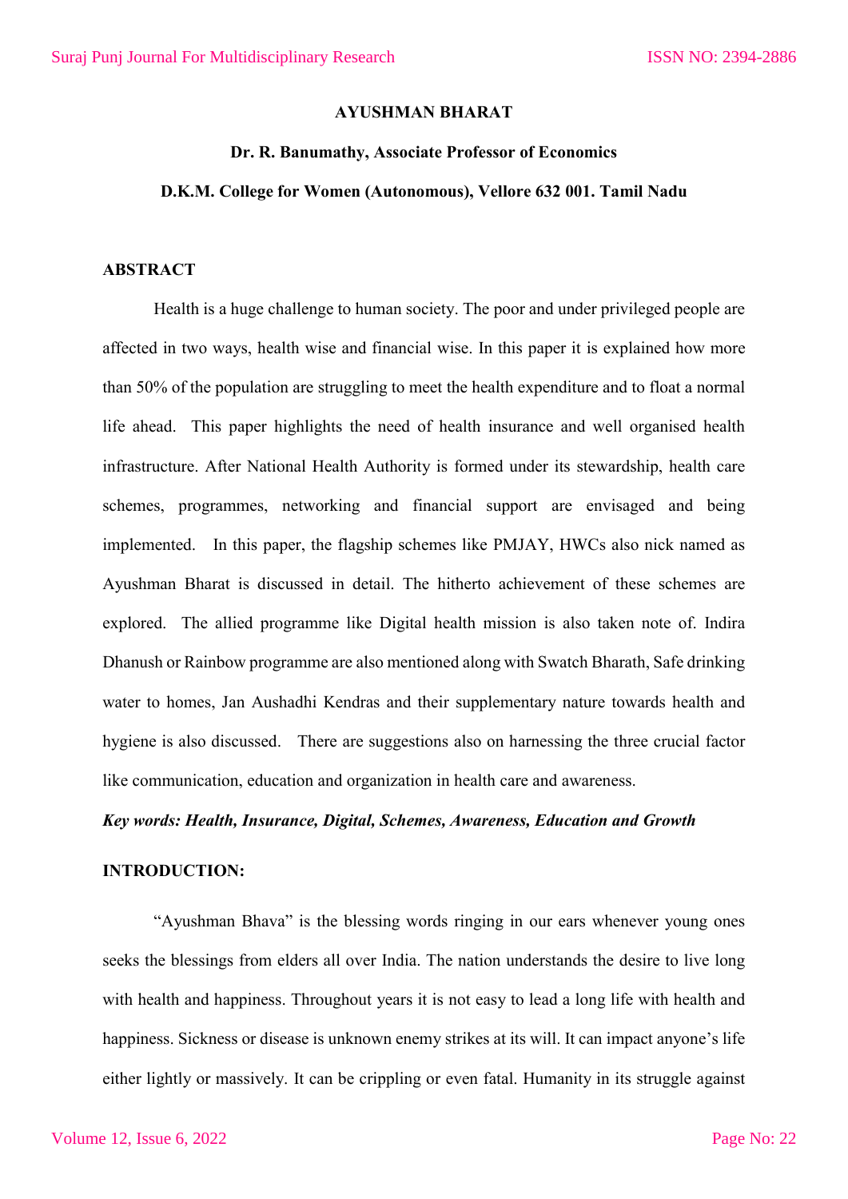# AYUSHMAN BHARAT

**Dr. R. Banumathy, Associate Professor of Economics**

**D.K.M. College for Women (Autonomous), Vellore 632 001. Tamil Nadu**

## ABSTRACT

Health is a huge challenge to human society. The poor and under privileged people are affected in two ways, health wise and financial wise. In this paper it is explained how more than 50% of the population are struggling to meet the health expenditure and to float a normal life ahead. This paper highlights the need of health insurance and well organised health infrastructure. After National Health Authority is formed under its stewardship, health care schemes, programmes, networking and financial support are envisaged and being implemented. In this paper, the flagship schemes like PMJAY, HWCs also nick named as Ayushman Bharat is discussed in detail. The hitherto achievement of these schemes are explored. The allied programme like Digital health mission is also taken note of. Indira Dhanush or Rainbow programme are also mentioned along with Swatch Bharath, Safe drinking water to homes, Jan Aushadhi Kendras and their supplementary nature towards health and hygiene is also discussed. There are suggestions also on harnessing the three crucial factor like communication, education and organization in health care and awareness.

***Key words: Health, Insurance, Digital, Schemes, Awareness, Education and Growth***

## INTRODUCTION:

"Ayushman Bhava" is the blessing words ringing in our ears whenever young ones seeks the blessings from elders all over India. The nation understands the desire to live long with health and happiness. Throughout years it is not easy to lead a long life with health and happiness. Sickness or disease is unknown enemy strikes at its will. It can impact anyone's life either lightly or massively. It can be crippling or even fatal. Humanity in its struggle against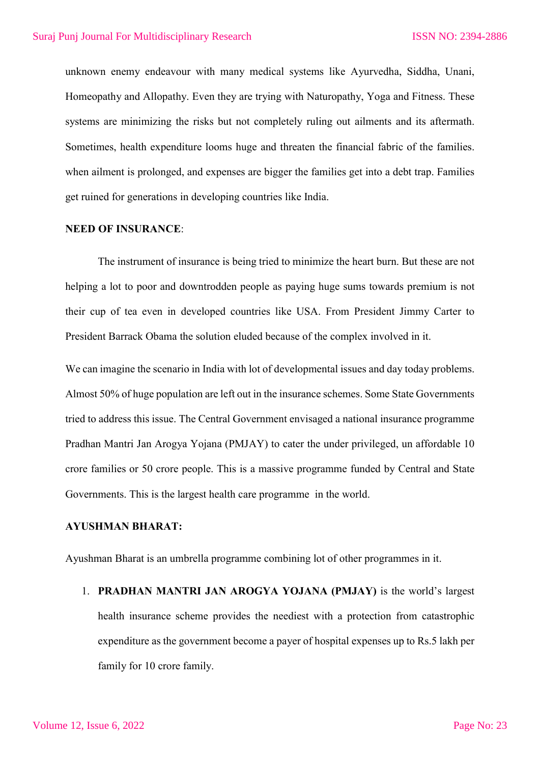unknown enemy endeavour with many medical systems like Ayurvedha, Siddha, Unani, Homeopathy and Allopathy. Even they are trying with Naturopathy, Yoga and Fitness. These systems are minimizing the risks but not completely ruling out ailments and its aftermath. Sometimes, health expenditure looms huge and threaten the financial fabric of the families. when ailment is prolonged, and expenses are bigger the families get into a debt trap. Families get ruined for generations in developing countries like India.

**NEED OF INSURANCE**:

The instrument of insurance is being tried to minimize the heart burn. But these are not helping a lot to poor and downtrodden people as paying huge sums towards premium is not their cup of tea even in developed countries like USA. From President Jimmy Carter to President Barrack Obama the solution eluded because of the complex involved in it.

We can imagine the scenario in India with lot of developmental issues and day today problems. Almost 50% of huge population are left out in the insurance schemes. Some State Governments tried to address this issue. The Central Government envisaged a national insurance programme Pradhan Mantri Jan Arogya Yojana (PMJAY) to cater the under privileged, un affordable 10 crore families or 50 crore people. This is a massive programme funded by Central and State Governments. This is the largest health care programme in the world.

**AYUSHMAN BHARAT:**

Ayushman Bharat is an umbrella programme combining lot of other programmes in it.

1. **PRADHAN MANTRI JAN AROGYA YOJANA (PMJAY)** is the world's largest health insurance scheme provides the neediest with a protection from catastrophic expenditure as the government become a payer of hospital expenses up to Rs.5 lakh per family for 10 crore family.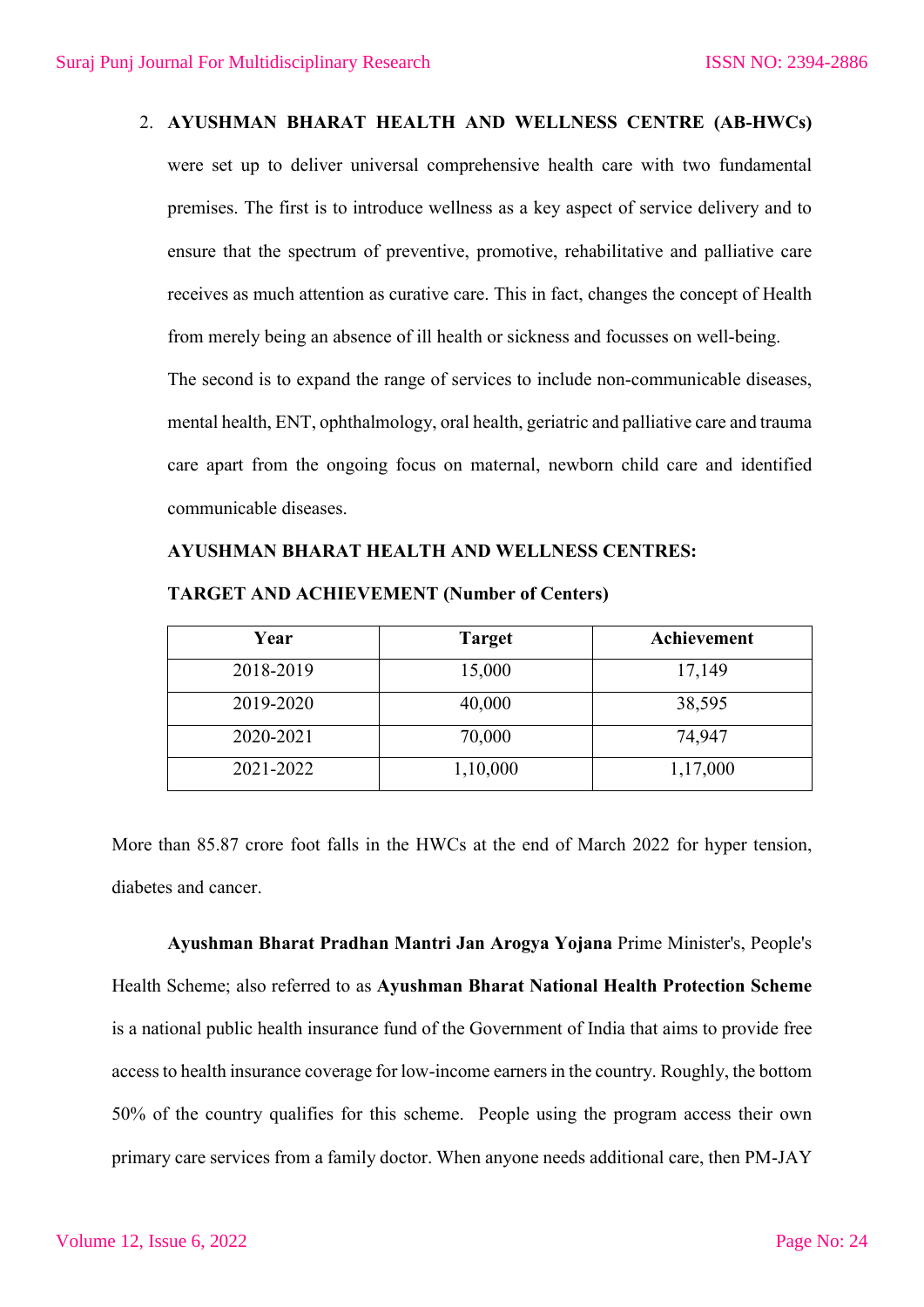2. **AYUSHMAN BHARAT HEALTH AND WELLNESS CENTRE (AB-HWCs)** were set up to deliver universal comprehensive health care with two fundamental premises. The first is to introduce wellness as a key aspect of service delivery and to ensure that the spectrum of preventive, promotive, rehabilitative and palliative care receives as much attention as curative care. This in fact, changes the concept of Health from merely being an absence of ill health or sickness and focusses on well-being.

   The second is to expand the range of services to include non-communicable diseases, mental health, ENT, ophthalmology, oral health, geriatric and palliative care and trauma care apart from the ongoing focus on maternal, newborn child care and identified communicable diseases.

   **AYUSHMAN BHARAT HEALTH AND WELLNESS CENTRES:**

   **TARGET AND ACHIEVEMENT (Number of Centers)**

| Year | Target | Achievement |
|---|---|---|
| 2018-2019 | 15,000 | 17,149 |
| 2019-2020 | 40,000 | 38,595 |
| 2020-2021 | 70,000 | 74,947 |
| 2021-2022 | 1,10,000 | 1,17,000 |

More than 85.87 crore foot falls in the HWCs at the end of March 2022 for hyper tension, diabetes and cancer.

**Ayushman Bharat Pradhan Mantri Jan Arogya Yojana** Prime Minister's, People's Health Scheme; also referred to as **Ayushman Bharat National Health Protection Scheme** is a national public health insurance fund of the Government of India that aims to provide free access to health insurance coverage for low-income earners in the country. Roughly, the bottom 50% of the country qualifies for this scheme. People using the program access their own primary care services from a family doctor. When anyone needs additional care, then PM-JAY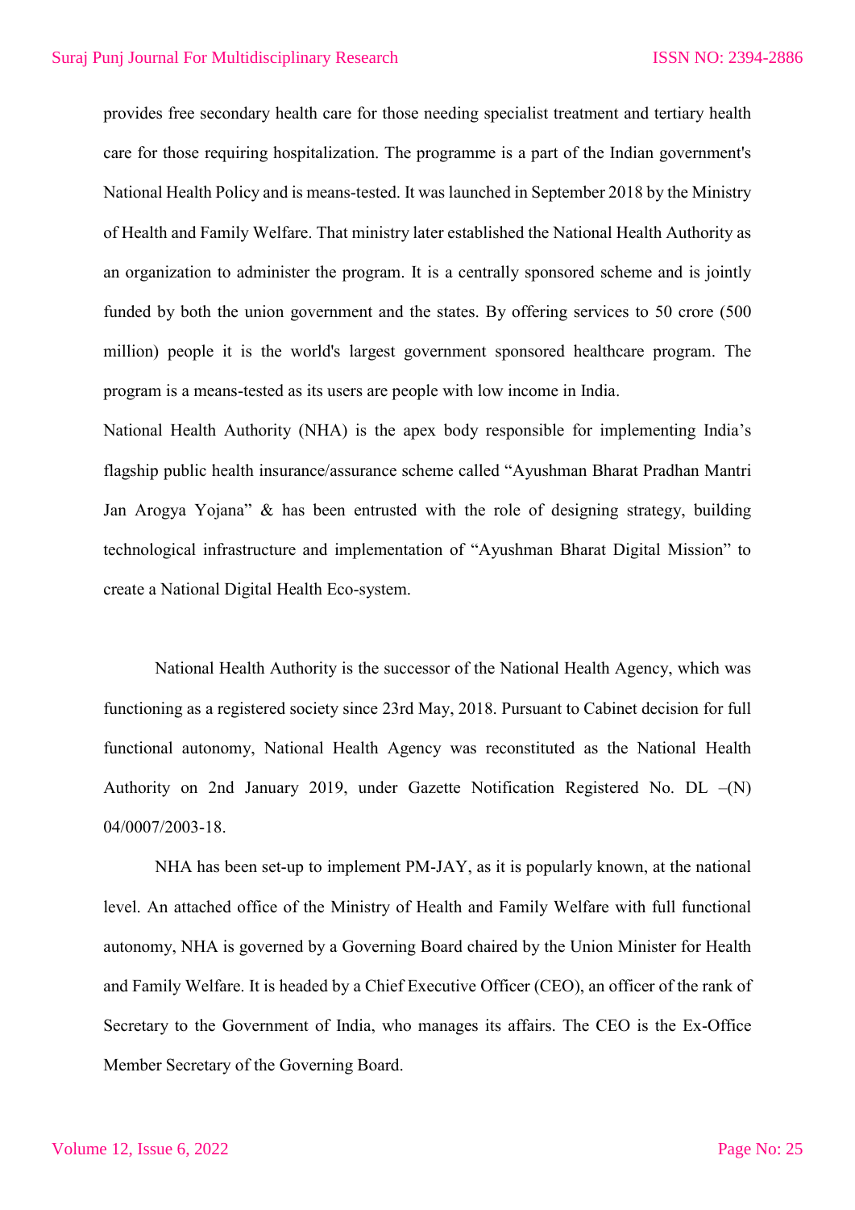provides free secondary health care for those needing specialist treatment and tertiary health care for those requiring hospitalization. The programme is a part of the Indian government's National Health Policy and is means-tested. It was launched in September 2018 by the Ministry of Health and Family Welfare. That ministry later established the National Health Authority as an organization to administer the program. It is a centrally sponsored scheme and is jointly funded by both the union government and the states. By offering services to 50 crore (500 million) people it is the world's largest government sponsored healthcare program. The program is a means-tested as its users are people with low income in India.

National Health Authority (NHA) is the apex body responsible for implementing India's flagship public health insurance/assurance scheme called "Ayushman Bharat Pradhan Mantri Jan Arogya Yojana" & has been entrusted with the role of designing strategy, building technological infrastructure and implementation of "Ayushman Bharat Digital Mission" to create a National Digital Health Eco-system.

National Health Authority is the successor of the National Health Agency, which was functioning as a registered society since 23rd May, 2018. Pursuant to Cabinet decision for full functional autonomy, National Health Agency was reconstituted as the National Health Authority on 2nd January 2019, under Gazette Notification Registered No. DL –(N) 04/0007/2003-18.

NHA has been set-up to implement PM-JAY, as it is popularly known, at the national level. An attached office of the Ministry of Health and Family Welfare with full functional autonomy, NHA is governed by a Governing Board chaired by the Union Minister for Health and Family Welfare. It is headed by a Chief Executive Officer (CEO), an officer of the rank of Secretary to the Government of India, who manages its affairs. The CEO is the Ex-Office Member Secretary of the Governing Board.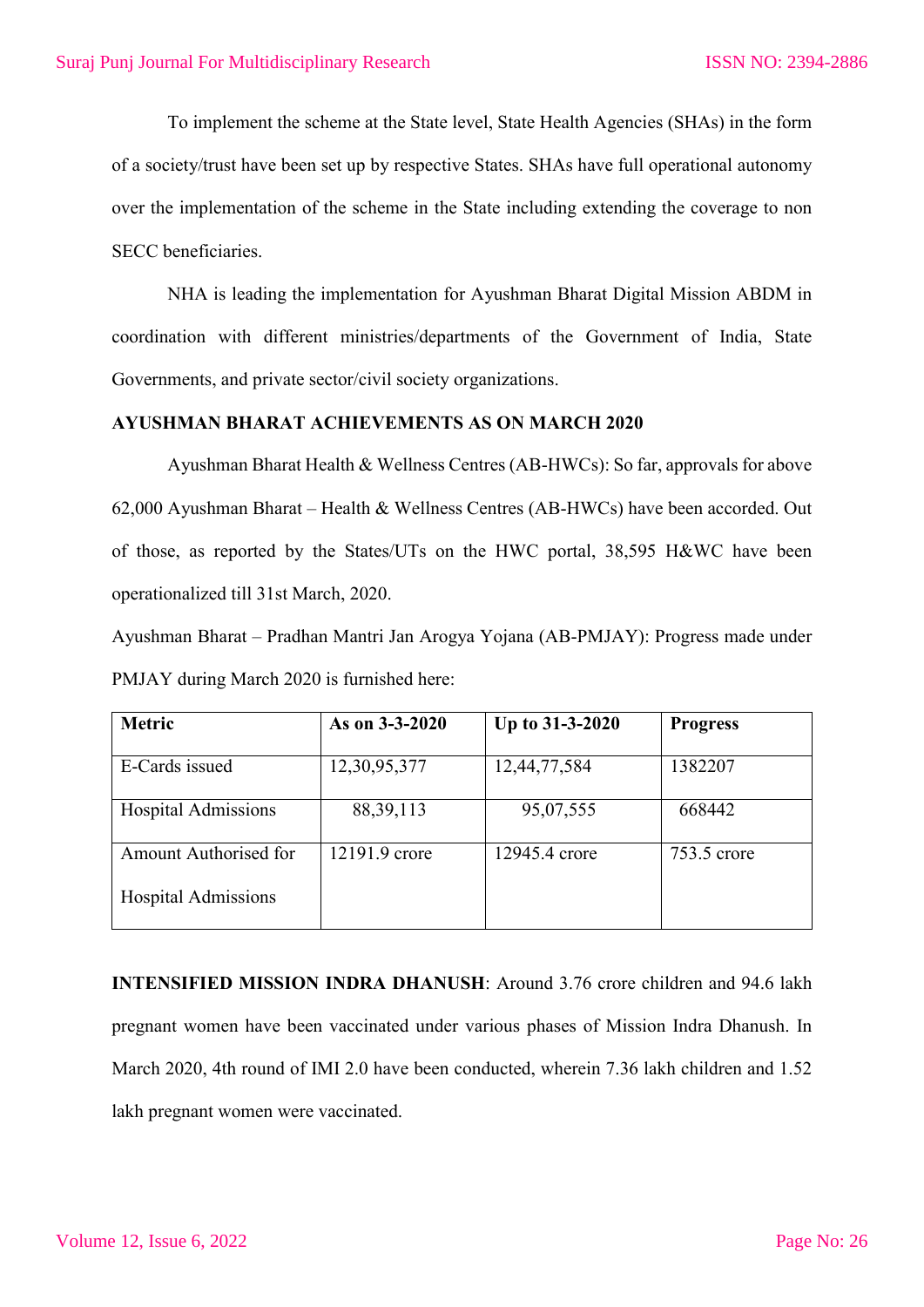To implement the scheme at the State level, State Health Agencies (SHAs) in the form of a society/trust have been set up by respective States. SHAs have full operational autonomy over the implementation of the scheme in the State including extending the coverage to non SECC beneficiaries.

NHA is leading the implementation for Ayushman Bharat Digital Mission ABDM in coordination with different ministries/departments of the Government of India, State Governments, and private sector/civil society organizations.

**AYUSHMAN BHARAT ACHIEVEMENTS AS ON MARCH 2020**

Ayushman Bharat Health & Wellness Centres (AB-HWCs): So far, approvals for above 62,000 Ayushman Bharat – Health & Wellness Centres (AB-HWCs) have been accorded. Out of those, as reported by the States/UTs on the HWC portal, 38,595 H&WC have been operationalized till 31st March, 2020.

Ayushman Bharat – Pradhan Mantri Jan Arogya Yojana (AB-PMJAY): Progress made under PMJAY during March 2020 is furnished here:

| Metric | As on 3-3-2020 | Up to 31-3-2020 | Progress |
|---|---|---|---|
| E-Cards issued | 12,30,95,377 | 12,44,77,584 | 1382207 |
| Hospital Admissions | 88,39,113 | 95,07,555 | 668442 |
| Amount Authorised for Hospital Admissions | 12191.9 crore | 12945.4 crore | 753.5 crore |

**INTENSIFIED MISSION INDRA DHANUSH**: Around 3.76 crore children and 94.6 lakh pregnant women have been vaccinated under various phases of Mission Indra Dhanush. In March 2020, 4th round of IMI 2.0 have been conducted, wherein 7.36 lakh children and 1.52 lakh pregnant women were vaccinated.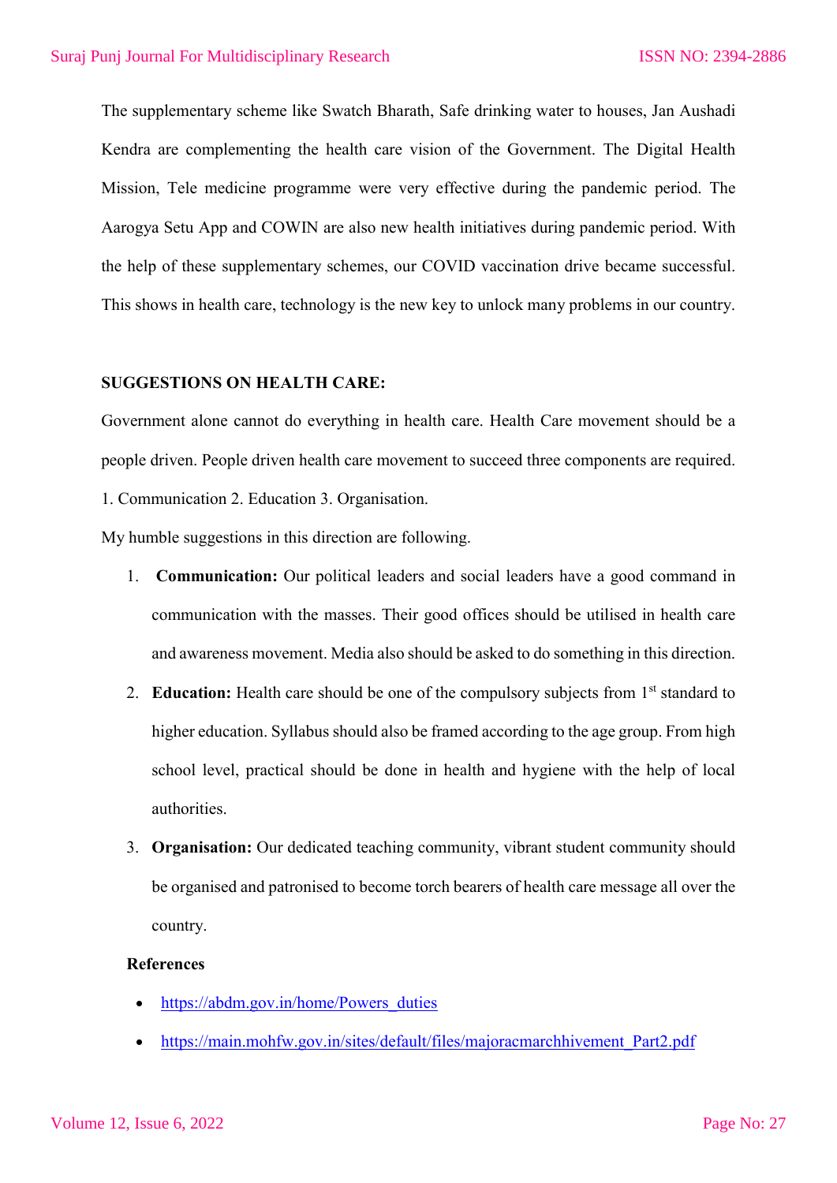The supplementary scheme like Swatch Bharath, Safe drinking water to houses, Jan Aushadi Kendra are complementing the health care vision of the Government. The Digital Health Mission, Tele medicine programme were very effective during the pandemic period. The Aarogya Setu App and COWIN are also new health initiatives during pandemic period. With the help of these supplementary schemes, our COVID vaccination drive became successful. This shows in health care, technology is the new key to unlock many problems in our country.

**SUGGESTIONS ON HEALTH CARE:**

Government alone cannot do everything in health care. Health Care movement should be a people driven. People driven health care movement to succeed three components are required. 1. Communication 2. Education 3. Organisation.

My humble suggestions in this direction are following.

1. **Communication:** Our political leaders and social leaders have a good command in communication with the masses. Their good offices should be utilised in health care and awareness movement. Media also should be asked to do something in this direction.
2. **Education:** Health care should be one of the compulsory subjects from 1st standard to higher education. Syllabus should also be framed according to the age group. From high school level, practical should be done in health and hygiene with the help of local authorities.
3. **Organisation:** Our dedicated teaching community, vibrant student community should be organised and patronised to become torch bearers of health care message all over the country.

**References**

- https://abdm.gov.in/home/Powers_duties
- https://main.mohfw.gov.in/sites/default/files/majoracmarchhivement_Part2.pdf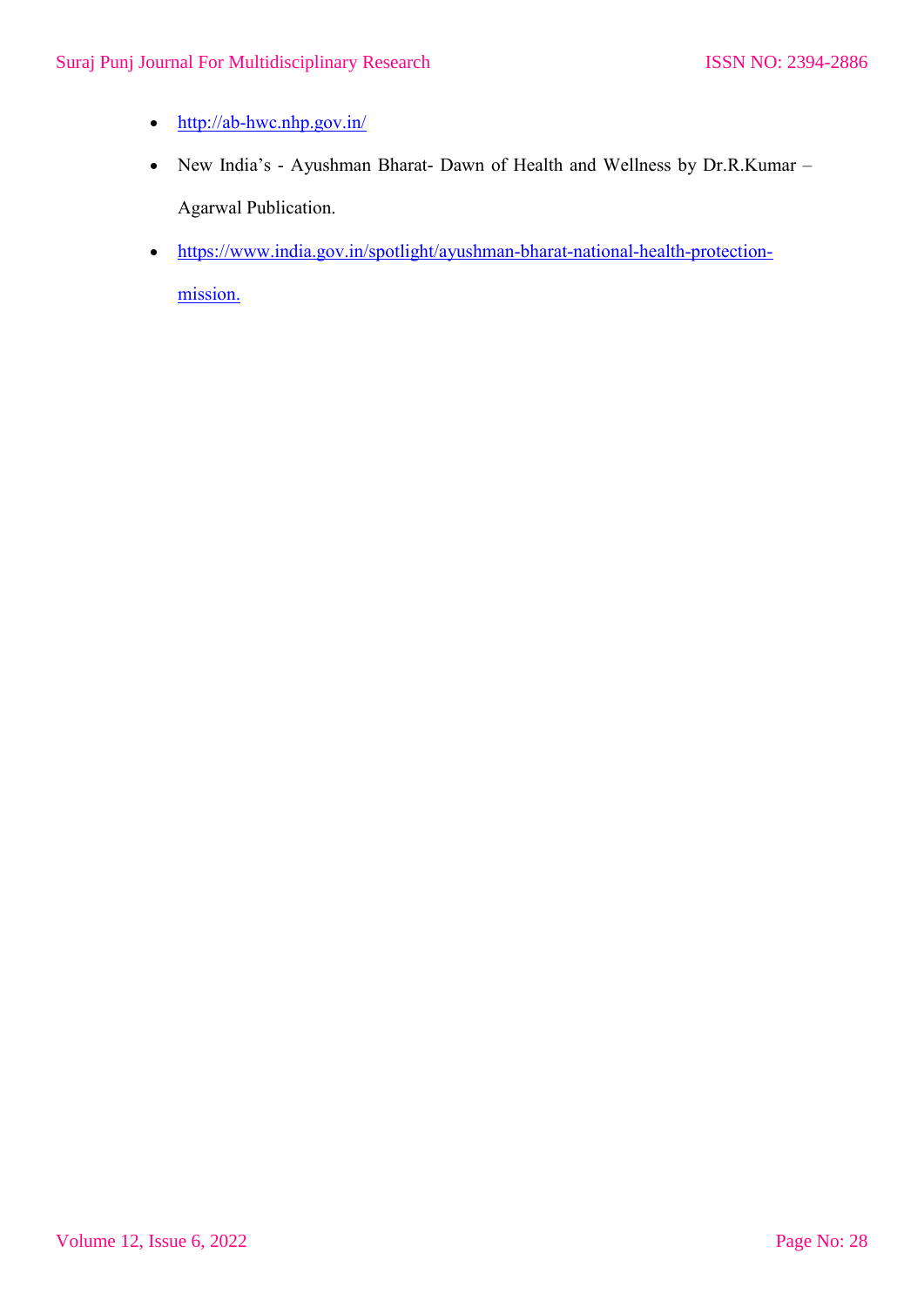- http://ab-hwc.nhp.gov.in/
- New India's - Ayushman Bharat- Dawn of Health and Wellness by Dr.R.Kumar – Agarwal Publication.
- https://www.india.gov.in/spotlight/ayushman-bharat-national-health-protection-mission.